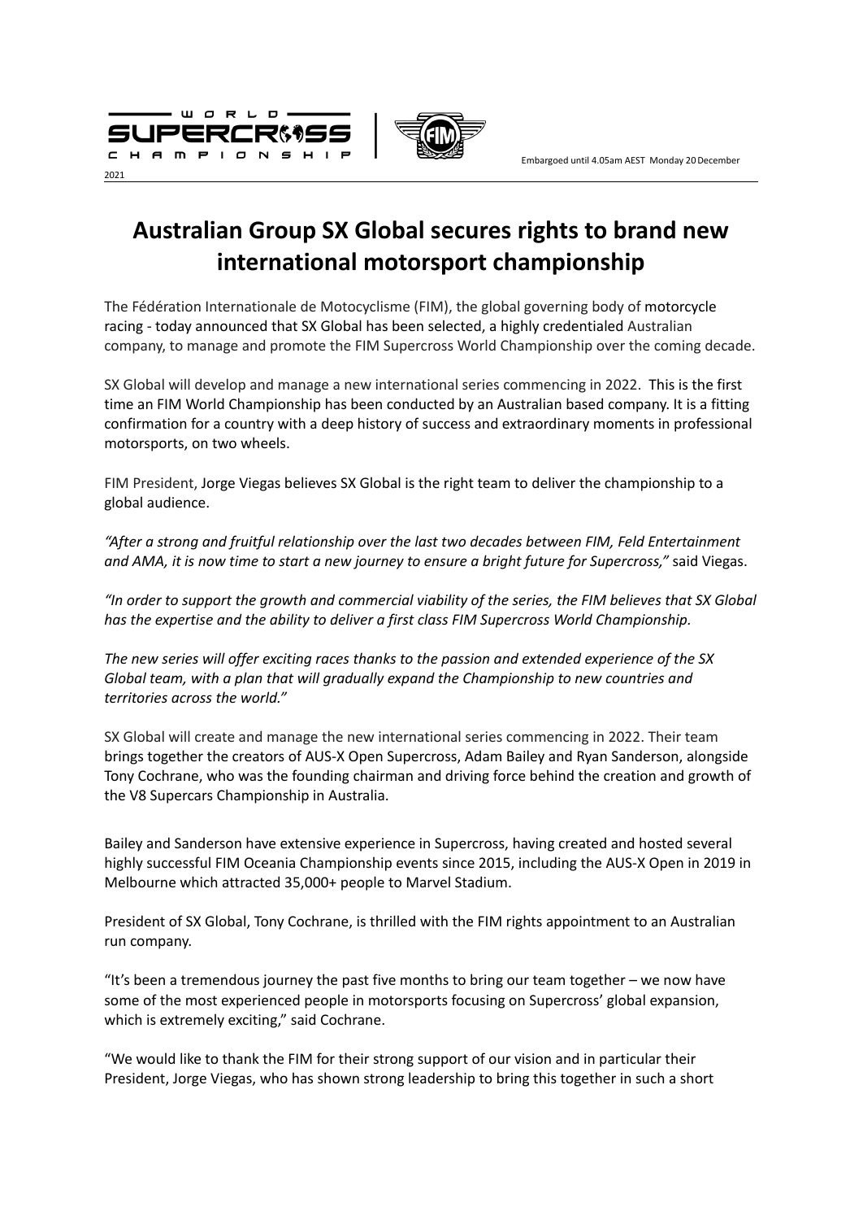Embargoed until 4.05am AEST Monday 20 December 2021

# Australian Group SX Global secures rights to brand new international motorsport championship

The Fédération Internationale de Motocyclisme (FIM), the global governing body of motorcycle racing - today announced that SX Global has been selected, a highly credentialed Australian company, to manage and promote the FIM Supercross World Championship over the coming decade.

SX Global will develop and manage a new international series commencing in 2022. This is the first time an FIM World Championship has been conducted by an Australian based company. It is a fitting confirmation for a country with a deep history of success and extraordinary moments in professional motorsports, on two wheels.

FIM President, Jorge Viegas believes SX Global is the right team to deliver the championship to a global audience.

*"After a strong and fruitful relationship over the last two decades between FIM, Feld Entertainment and AMA, it is now time to start a new journey to ensure a bright future for Supercross,"* said Viegas.

*"In order to support the growth and commercial viability of the series, the FIM believes that SX Global has the expertise and the ability to deliver a first class FIM Supercross World Championship.*

*The new series will offer exciting races thanks to the passion and extended experience of the SX Global team, with a plan that will gradually expand the Championship to new countries and territories across the world."*

SX Global will create and manage the new international series commencing in 2022. Their team brings together the creators of AUS-X Open Supercross, Adam Bailey and Ryan Sanderson, alongside Tony Cochrane, who was the founding chairman and driving force behind the creation and growth of the V8 Supercars Championship in Australia.

Bailey and Sanderson have extensive experience in Supercross, having created and hosted several highly successful FIM Oceania Championship events since 2015, including the AUS-X Open in 2019 in Melbourne which attracted 35,000+ people to Marvel Stadium.

President of SX Global, Tony Cochrane, is thrilled with the FIM rights appointment to an Australian run company.

"It's been a tremendous journey the past five months to bring our team together – we now have some of the most experienced people in motorsports focusing on Supercross' global expansion, which is extremely exciting," said Cochrane.

"We would like to thank the FIM for their strong support of our vision and in particular their President, Jorge Viegas, who has shown strong leadership to bring this together in such a short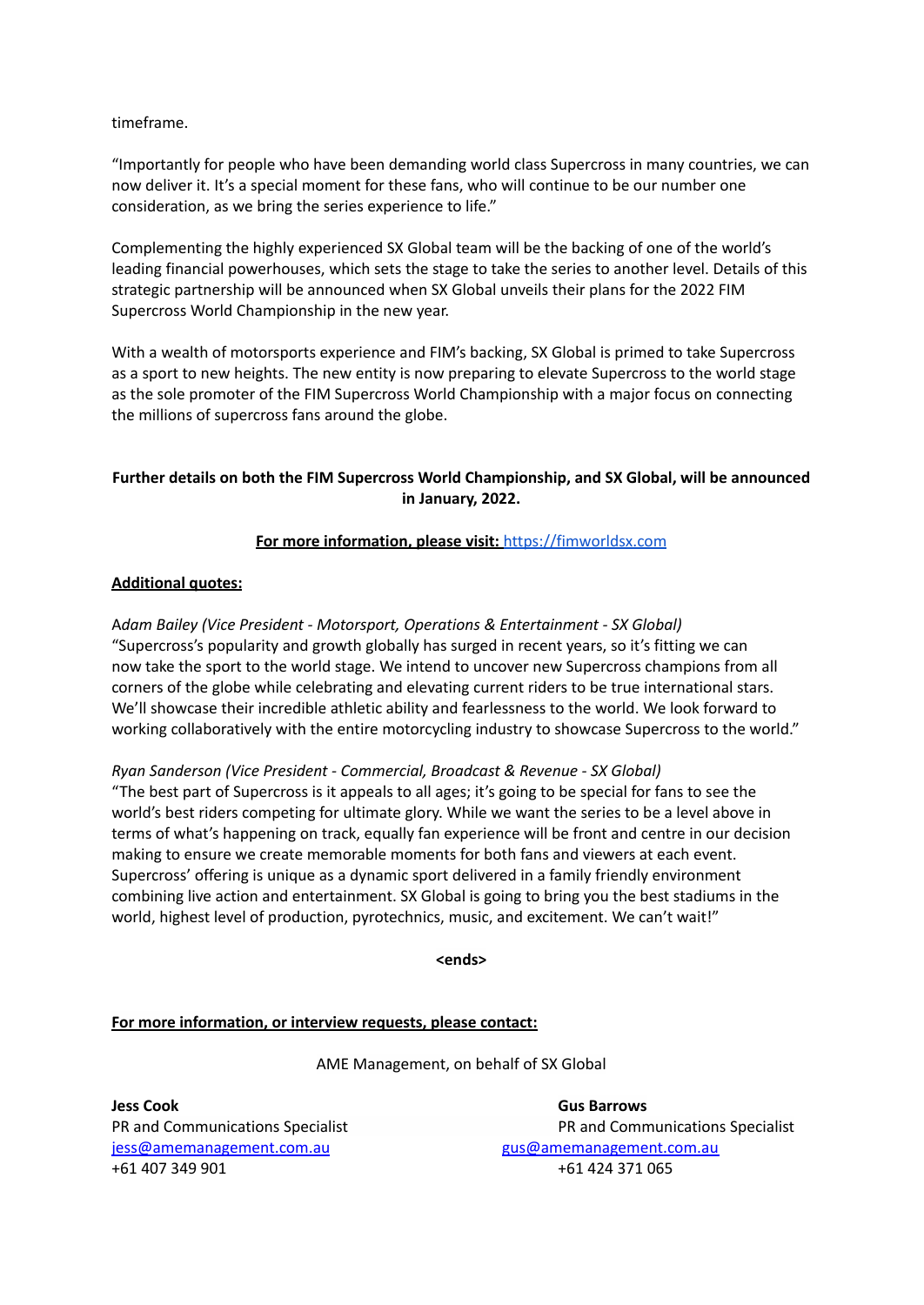timeframe.

"Importantly for people who have been demanding world class Supercross in many countries, we can now deliver it. It's a special moment for these fans, who will continue to be our number one consideration, as we bring the series experience to life."

Complementing the highly experienced SX Global team will be the backing of one of the world's leading financial powerhouses, which sets the stage to take the series to another level. Details of this strategic partnership will be announced when SX Global unveils their plans for the 2022 FIM Supercross World Championship in the new year.

With a wealth of motorsports experience and FIM's backing, SX Global is primed to take Supercross as a sport to new heights. The new entity is now preparing to elevate Supercross to the world stage as the sole promoter of the FIM Supercross World Championship with a major focus on connecting the millions of supercross fans around the globe.

**Further details on both the FIM Supercross World Championship, and SX Global, will be announced in January, 2022.**

**For more information, please visit:** https://fimworldsx.com

**Additional quotes:**

A*dam Bailey (Vice President - Motorsport, Operations & Entertainment - SX Global)*
"Supercross's popularity and growth globally has surged in recent years, so it's fitting we can now take the sport to the world stage. We intend to uncover new Supercross champions from all corners of the globe while celebrating and elevating current riders to be true international stars. We'll showcase their incredible athletic ability and fearlessness to the world. We look forward to working collaboratively with the entire motorcycling industry to showcase Supercross to the world."

*Ryan Sanderson (Vice President - Commercial, Broadcast & Revenue - SX Global)*
"The best part of Supercross is it appeals to all ages; it's going to be special for fans to see the world's best riders competing for ultimate glory. While we want the series to be a level above in terms of what's happening on track, equally fan experience will be front and centre in our decision making to ensure we create memorable moments for both fans and viewers at each event. Supercross' offering is unique as a dynamic sport delivered in a family friendly environment combining live action and entertainment. SX Global is going to bring you the best stadiums in the world, highest level of production, pyrotechnics, music, and excitement. We can't wait!"

**<ends>**

**For more information, or interview requests, please contact:**

AME Management, on behalf of SX Global

**Jess Cook**
PR and Communications Specialist
jess@amemanagement.com.au
+61 407 349 901

**Gus Barrows**
PR and Communications Specialist
gus@amemanagement.com.au
+61 424 371 065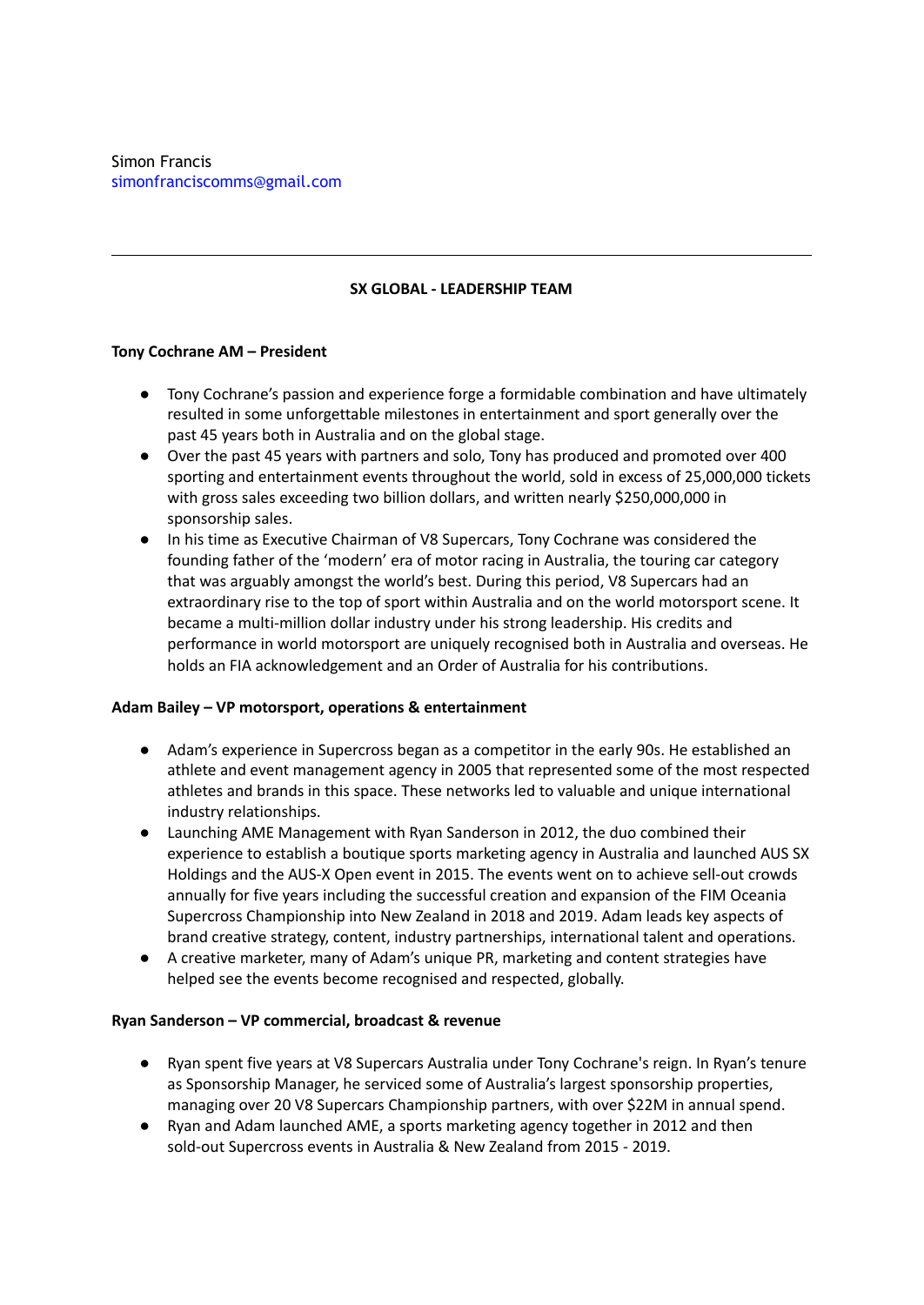Simon Francis
simonfranciscomms@gmail.com

---

**SX GLOBAL - LEADERSHIP TEAM**

**Tony Cochrane AM – President**

- Tony Cochrane's passion and experience forge a formidable combination and have ultimately resulted in some unforgettable milestones in entertainment and sport generally over the past 45 years both in Australia and on the global stage.
- Over the past 45 years with partners and solo, Tony has produced and promoted over 400 sporting and entertainment events throughout the world, sold in excess of 25,000,000 tickets with gross sales exceeding two billion dollars, and written nearly $250,000,000 in sponsorship sales.
- In his time as Executive Chairman of V8 Supercars, Tony Cochrane was considered the founding father of the 'modern' era of motor racing in Australia, the touring car category that was arguably amongst the world's best. During this period, V8 Supercars had an extraordinary rise to the top of sport within Australia and on the world motorsport scene. It became a multi-million dollar industry under his strong leadership. His credits and performance in world motorsport are uniquely recognised both in Australia and overseas. He holds an FIA acknowledgement and an Order of Australia for his contributions.

**Adam Bailey – VP motorsport, operations & entertainment**

- Adam's experience in Supercross began as a competitor in the early 90s. He established an athlete and event management agency in 2005 that represented some of the most respected athletes and brands in this space. These networks led to valuable and unique international industry relationships.
- Launching AME Management with Ryan Sanderson in 2012, the duo combined their experience to establish a boutique sports marketing agency in Australia and launched AUS SX Holdings and the AUS-X Open event in 2015. The events went on to achieve sell-out crowds annually for five years including the successful creation and expansion of the FIM Oceania Supercross Championship into New Zealand in 2018 and 2019. Adam leads key aspects of brand creative strategy, content, industry partnerships, international talent and operations.
- A creative marketer, many of Adam's unique PR, marketing and content strategies have helped see the events become recognised and respected, globally.

**Ryan Sanderson – VP commercial, broadcast & revenue**

- Ryan spent five years at V8 Supercars Australia under Tony Cochrane's reign. In Ryan's tenure as Sponsorship Manager, he serviced some of Australia's largest sponsorship properties, managing over 20 V8 Supercars Championship partners, with over $22M in annual spend.
- Ryan and Adam launched AME, a sports marketing agency together in 2012 and then sold-out Supercross events in Australia & New Zealand from 2015 - 2019.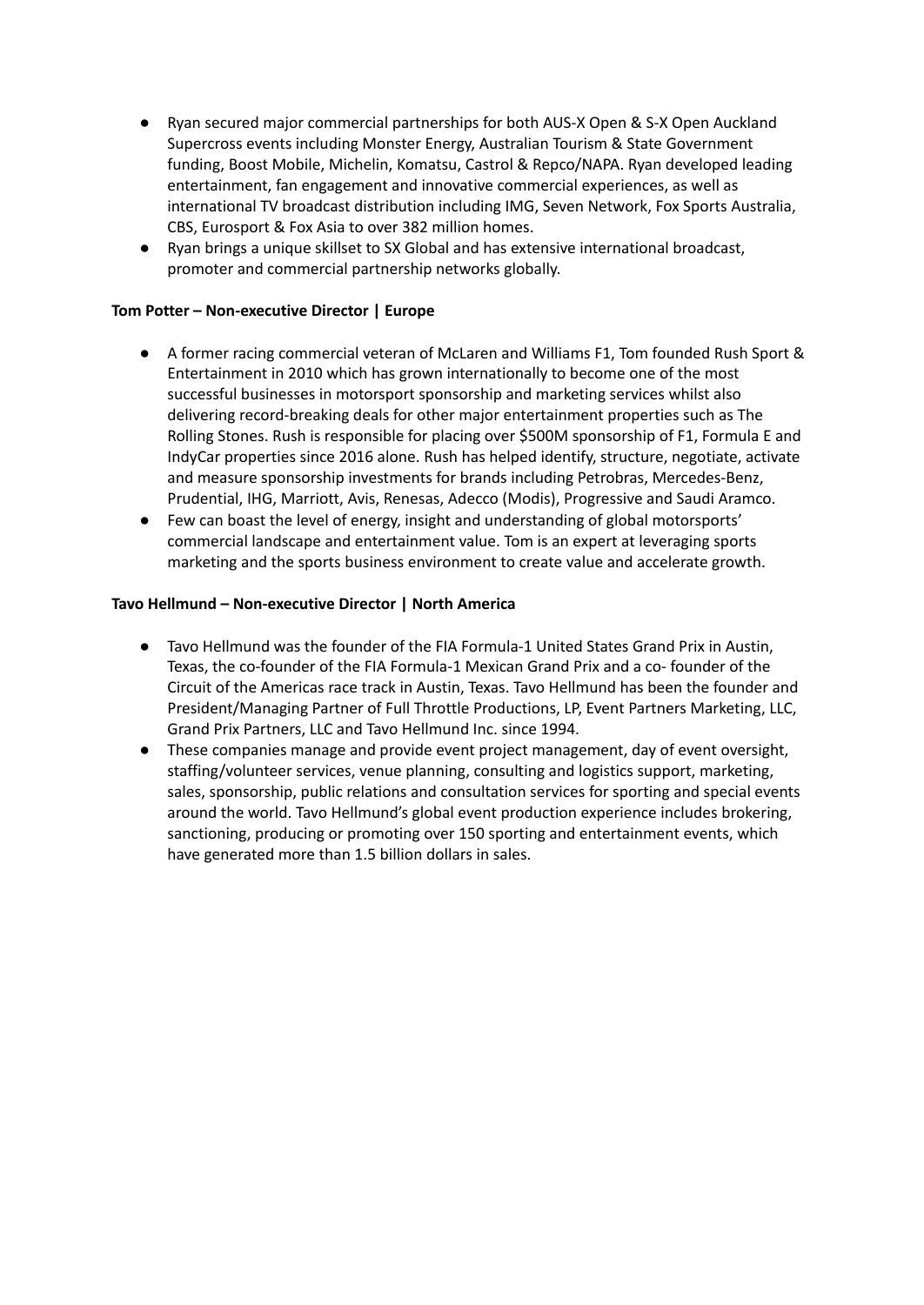- Ryan secured major commercial partnerships for both AUS-X Open & S-X Open Auckland Supercross events including Monster Energy, Australian Tourism & State Government funding, Boost Mobile, Michelin, Komatsu, Castrol & Repco/NAPA. Ryan developed leading entertainment, fan engagement and innovative commercial experiences, as well as international TV broadcast distribution including IMG, Seven Network, Fox Sports Australia, CBS, Eurosport & Fox Asia to over 382 million homes.
- Ryan brings a unique skillset to SX Global and has extensive international broadcast, promoter and commercial partnership networks globally.

**Tom Potter – Non-executive Director | Europe**

- A former racing commercial veteran of McLaren and Williams F1, Tom founded Rush Sport & Entertainment in 2010 which has grown internationally to become one of the most successful businesses in motorsport sponsorship and marketing services whilst also delivering record-breaking deals for other major entertainment properties such as The Rolling Stones. Rush is responsible for placing over $500M sponsorship of F1, Formula E and IndyCar properties since 2016 alone. Rush has helped identify, structure, negotiate, activate and measure sponsorship investments for brands including Petrobras, Mercedes-Benz, Prudential, IHG, Marriott, Avis, Renesas, Adecco (Modis), Progressive and Saudi Aramco.
- Few can boast the level of energy, insight and understanding of global motorsports' commercial landscape and entertainment value. Tom is an expert at leveraging sports marketing and the sports business environment to create value and accelerate growth.

**Tavo Hellmund – Non-executive Director | North America**

- Tavo Hellmund was the founder of the FIA Formula-1 United States Grand Prix in Austin, Texas, the co-founder of the FIA Formula-1 Mexican Grand Prix and a co- founder of the Circuit of the Americas race track in Austin, Texas. Tavo Hellmund has been the founder and President/Managing Partner of Full Throttle Productions, LP, Event Partners Marketing, LLC, Grand Prix Partners, LLC and Tavo Hellmund Inc. since 1994.
- These companies manage and provide event project management, day of event oversight, staffing/volunteer services, venue planning, consulting and logistics support, marketing, sales, sponsorship, public relations and consultation services for sporting and special events around the world. Tavo Hellmund's global event production experience includes brokering, sanctioning, producing or promoting over 150 sporting and entertainment events, which have generated more than 1.5 billion dollars in sales.